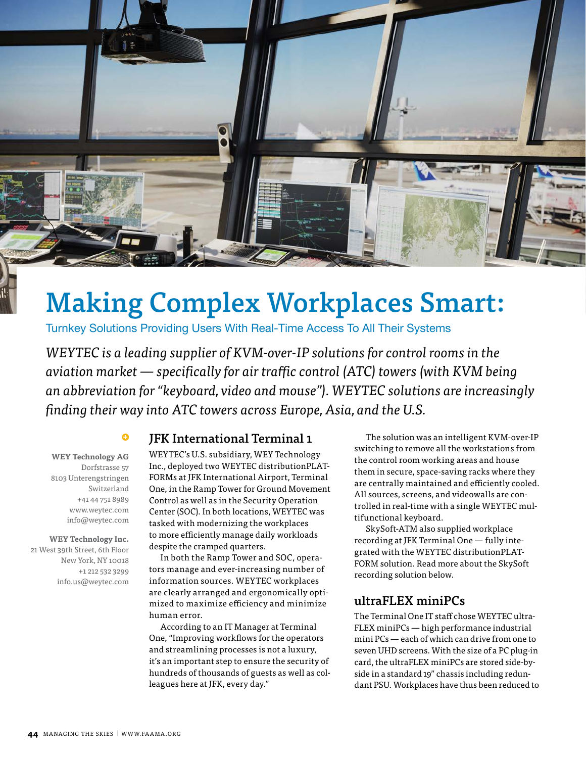# Making Complex Workplaces Smart:

Turnkey Solutions Providing Users With Real-Time Access To All Their Systems

*WEYTEC is a leading supplier of KVM-over-IP solutions for control rooms in the aviation market — specifically for air traffic control (ATC) towers (with KVM being an abbreviation for "keyboard, video and mouse"). WEYTEC solutions are increasingly finding their way into ATC towers across Europe, Asia, and the U.S.*

**WEY Technology AG**
Dorfstrasse 57
8103 Unterengstringen
Switzerland
+41 44 751 8989
www.weytec.com
info@weytec.com

**WEY Technology Inc.**
21 West 39th Street, 6th Floor
New York, NY 10018
+1 212 532 3299
info.us@weytec.com

## JFK International Terminal 1

WEYTEC's U.S. subsidiary, WEY Technology Inc., deployed two WEYTEC distributionPLATFORMs at JFK International Airport, Terminal One, in the Ramp Tower for Ground Movement Control as well as in the Security Operation Center (SOC). In both locations, WEYTEC was tasked with modernizing the workplaces to more efficiently manage daily workloads despite the cramped quarters.

In both the Ramp Tower and SOC, operators manage and ever-increasing number of information sources. WEYTEC workplaces are clearly arranged and ergonomically optimized to maximize efficiency and minimize human error.

According to an IT Manager at Terminal One, "Improving workflows for the operators and streamlining processes is not a luxury, it's an important step to ensure the security of hundreds of thousands of guests as well as colleagues here at JFK, every day."

The solution was an intelligent KVM-over-IP switching to remove all the workstations from the control room working areas and house them in secure, space-saving racks where they are centrally maintained and efficiently cooled. All sources, screens, and videowalls are controlled in real-time with a single WEYTEC multifunctional keyboard.

SkySoft-ATM also supplied workplace recording at JFK Terminal One — fully integrated with the WEYTEC distributionPLATFORM solution. Read more about the SkySoft recording solution below.

## ultraFLEX miniPCs

The Terminal One IT staff chose WEYTEC ultraFLEX miniPCs — high performance industrial mini PCs — each of which can drive from one to seven UHD screens. With the size of a PC plug-in card, the ultraFLEX miniPCs are stored side-by-side in a standard 19" chassis including redundant PSU. Workplaces have thus been reduced to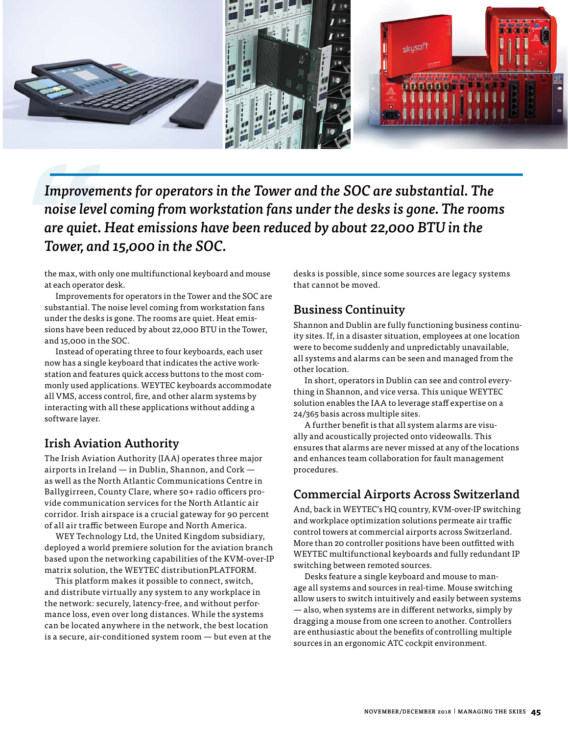> *Improvements for operators in the Tower and the SOC are substantial. The noise level coming from workstation fans under the desks is gone. The rooms are quiet. Heat emissions have been reduced by about 22,000 BTU in the Tower, and 15,000 in the SOC.*

the max, with only one multifunctional keyboard and mouse at each operator desk.

Improvements for operators in the Tower and the SOC are substantial. The noise level coming from workstation fans under the desks is gone. The rooms are quiet. Heat emissions have been reduced by about 22,000 BTU in the Tower, and 15,000 in the SOC.

Instead of operating three to four keyboards, each user now has a single keyboard that indicates the active workstation and features quick access buttons to the most commonly used applications. WEYTEC keyboards accommodate all VMS, access control, fire, and other alarm systems by interacting with all these applications without adding a software layer.

## Irish Aviation Authority

The Irish Aviation Authority (IAA) operates three major airports in Ireland — in Dublin, Shannon, and Cork — as well as the North Atlantic Communications Centre in Ballygirreen, County Clare, where 50+ radio officers provide communication services for the North Atlantic air corridor. Irish airspace is a crucial gateway for 90 percent of all air traffic between Europe and North America.

WEY Technology Ltd, the United Kingdom subsidiary, deployed a world premiere solution for the aviation branch based upon the networking capabilities of the KVM-over-IP matrix solution, the WEYTEC distributionPLATFORM.

This platform makes it possible to connect, switch, and distribute virtually any system to any workplace in the network: securely, latency-free, and without performance loss, even over long distances. While the systems can be located anywhere in the network, the best location is a secure, air-conditioned system room — but even at the desks is possible, since some sources are legacy systems that cannot be moved.

## Business Continuity

Shannon and Dublin are fully functioning business continuity sites. If, in a disaster situation, employees at one location were to become suddenly and unpredictably unavailable, all systems and alarms can be seen and managed from the other location.

In short, operators in Dublin can see and control everything in Shannon, and vice versa. This unique WEYTEC solution enables the IAA to leverage staff expertise on a 24/365 basis across multiple sites.

A further benefit is that all system alarms are visually and acoustically projected onto videowalls. This ensures that alarms are never missed at any of the locations and enhances team collaboration for fault management procedures.

## Commercial Airports Across Switzerland

And, back in WEYTEC's HQ country, KVM-over-IP switching and workplace optimization solutions permeate air traffic control towers at commercial airports across Switzerland. More than 20 controller positions have been outfitted with WEYTEC multifunctional keyboards and fully redundant IP switching between remoted sources.

Desks feature a single keyboard and mouse to manage all systems and sources in real-time. Mouse switching allow users to switch intuitively and easily between systems — also, when systems are in different networks, simply by dragging a mouse from one screen to another. Controllers are enthusiastic about the benefits of controlling multiple sources in an ergonomic ATC cockpit environment.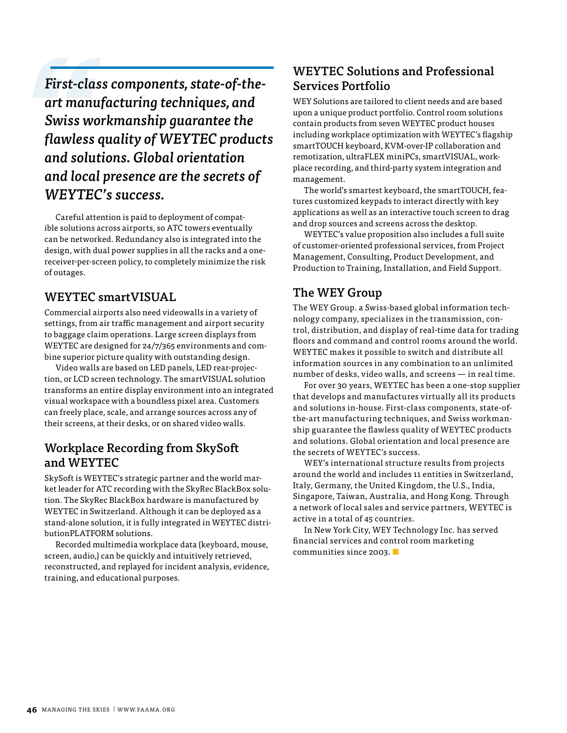> *First-class components, state-of-the-art manufacturing techniques, and Swiss workmanship guarantee the flawless quality of WEYTEC products and solutions. Global orientation and local presence are the secrets of WEYTEC's success.*

Careful attention is paid to deployment of compatible solutions across airports, so ATC towers eventually can be networked. Redundancy also is integrated into the design, with dual power supplies in all the racks and a one-receiver-per-screen policy, to completely minimize the risk of outages.

## WEYTEC smartVISUAL

Commercial airports also need videowalls in a variety of settings, from air traffic management and airport security to baggage claim operations. Large screen displays from WEYTEC are designed for 24/7/365 environments and combine superior picture quality with outstanding design.

Video walls are based on LED panels, LED rear-projection, or LCD screen technology. The smartVISUAL solution transforms an entire display environment into an integrated visual workspace with a boundless pixel area. Customers can freely place, scale, and arrange sources across any of their screens, at their desks, or on shared video walls.

## Workplace Recording from SkySoft and WEYTEC

SkySoft is WEYTEC's strategic partner and the world market leader for ATC recording with the SkyRec BlackBox solution. The SkyRec BlackBox hardware is manufactured by WEYTEC in Switzerland. Although it can be deployed as a stand-alone solution, it is fully integrated in WEYTEC distributionPLATFORM solutions.

Recorded multimedia workplace data (keyboard, mouse, screen, audio,) can be quickly and intuitively retrieved, reconstructed, and replayed for incident analysis, evidence, training, and educational purposes.

## WEYTEC Solutions and Professional Services Portfolio

WEY Solutions are tailored to client needs and are based upon a unique product portfolio. Control room solutions contain products from seven WEYTEC product houses including workplace optimization with WEYTEC's flagship smartTOUCH keyboard, KVM-over-IP collaboration and remotization, ultraFLEX miniPCs, smartVISUAL, workplace recording, and third-party system integration and management.

The world's smartest keyboard, the smartTOUCH, features customized keypads to interact directly with key applications as well as an interactive touch screen to drag and drop sources and screens across the desktop.

WEYTEC's value proposition also includes a full suite of customer-oriented professional services, from Project Management, Consulting, Product Development, and Production to Training, Installation, and Field Support.

## The WEY Group

The WEY Group. a Swiss-based global information technology company, specializes in the transmission, control, distribution, and display of real-time data for trading floors and command and control rooms around the world. WEYTEC makes it possible to switch and distribute all information sources in any combination to an unlimited number of desks, video walls, and screens — in real time.

For over 30 years, WEYTEC has been a one-stop supplier that develops and manufactures virtually all its products and solutions in-house. First-class components, state-of-the-art manufacturing techniques, and Swiss workmanship guarantee the flawless quality of WEYTEC products and solutions. Global orientation and local presence are the secrets of WEYTEC's success.

WEY's international structure results from projects around the world and includes 11 entities in Switzerland, Italy, Germany, the United Kingdom, the U.S., India, Singapore, Taiwan, Australia, and Hong Kong. Through a network of local sales and service partners, WEYTEC is active in a total of 45 countries.

In New York City, WEY Technology Inc. has served financial services and control room marketing communities since 2003. ■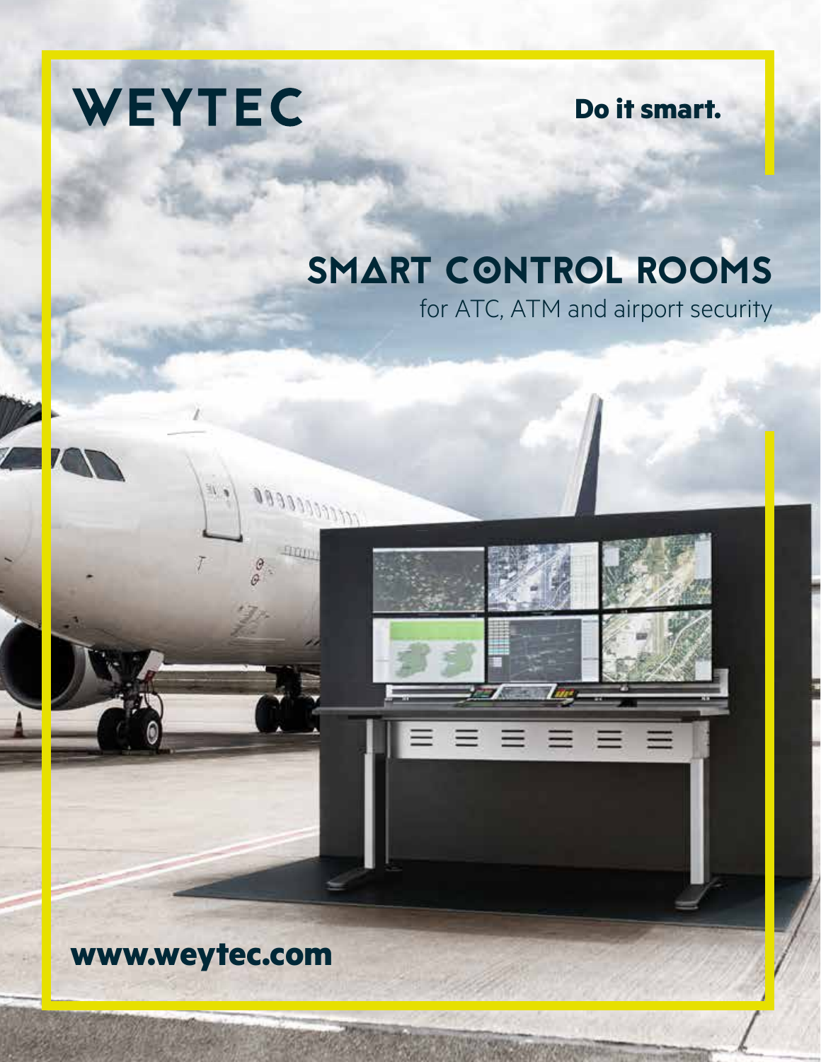# WEYTEC

**Do it smart.**

## SMART CONTROL ROOMS

for ATC, ATM and airport security

**www.weytec.com**